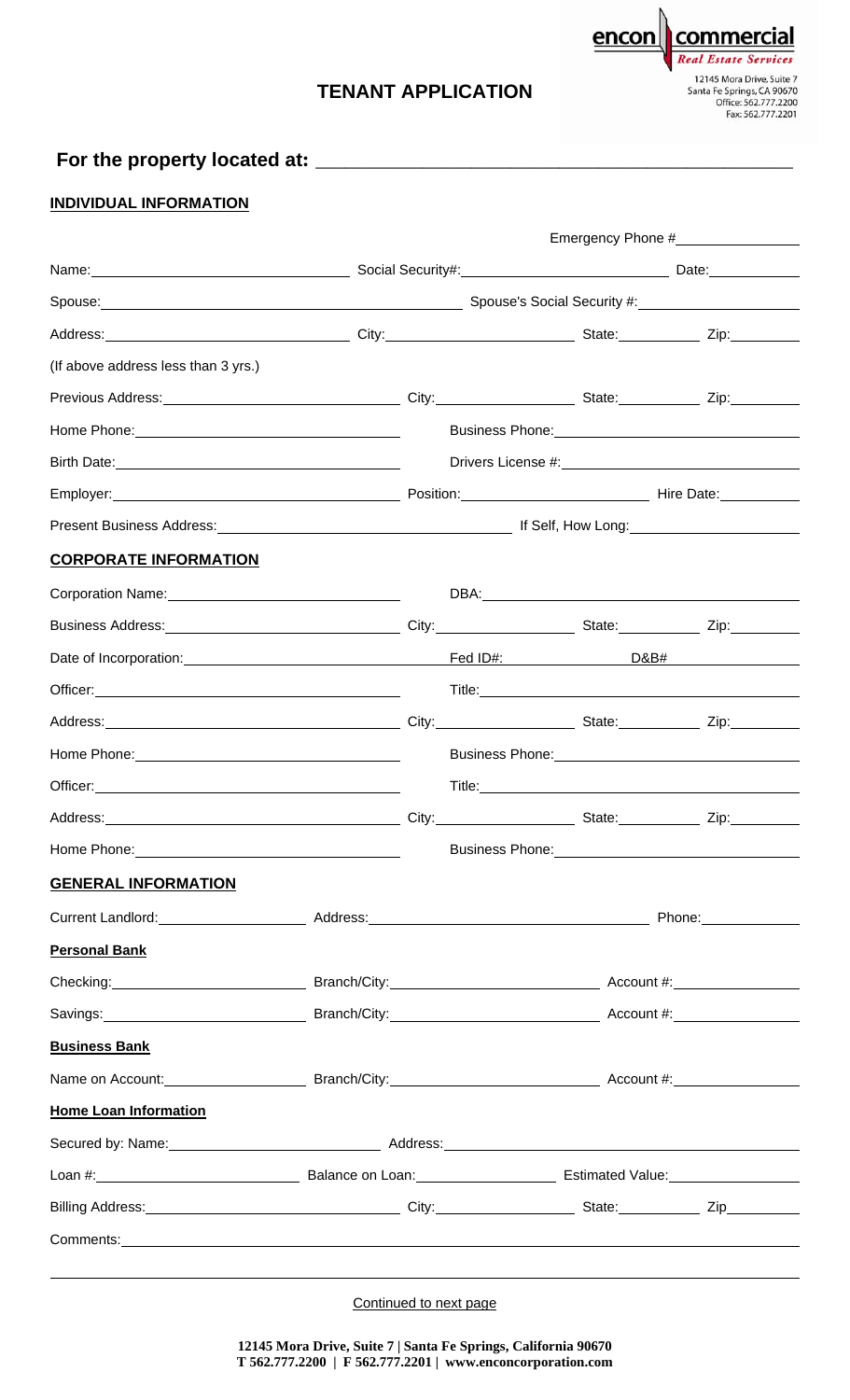# TENANT APPLICATION

encon | commercial
*Real Estate Services*
12145 Mora Drive, Suite 7
Santa Fe Springs, CA 90670
Office: 562.777.2200
Fax: 562.777.2201

## For the property located at: ____________________________________________

### INDIVIDUAL INFORMATION

Emergency Phone #_______________

Name: ______________________________ Social Security#: ______________________ Date: __________

Spouse: ________________________________________ Spouse's Social Security #: ____________________

Address: ______________________________ City: ______________________ State: __________ Zip: ________

(If above address less than 3 yrs.)

Previous Address: ______________________________ City: __________________ State: __________ Zip: ________

Home Phone: ______________________________ Business Phone: ______________________________

Birth Date: ______________________________ Drivers License #: ______________________________

Employer: ______________________________ Position: ______________________ Hire Date: __________

Present Business Address: ______________________________ If Self, How Long: ____________________

### CORPORATE INFORMATION

Corporation Name: ______________________________ DBA: ______________________________

Business Address: ______________________________ City: __________________ State: __________ Zip: ________

Date of Incorporation: ______________________________ Fed ID#: ______________ D&B# ______________

Officer: ______________________________ Title: ______________________________

Address: ______________________________ City: __________________ State: __________ Zip: ________

Home Phone: ______________________________ Business Phone: ______________________________

Officer: ______________________________ Title: ______________________________

Address: ______________________________ City: __________________ State: __________ Zip: ________

Home Phone: ______________________________ Business Phone: ______________________________

### GENERAL INFORMATION

Current Landlord: __________________ Address: ______________________________ Phone: ____________

**Personal Bank**

Checking: ______________________ Branch/City: ______________________ Account #: ________________

Savings: ______________________ Branch/City: ______________________ Account #: ________________

**Business Bank**

Name on Account: __________________ Branch/City: ______________________ Account #: ________________

**Home Loan Information**

Secured by: Name: ______________________ Address: ______________________________________________

Loan #: ______________________ Balance on Loan: __________________ Estimated Value: __________________

Billing Address: ______________________________ City: __________________ State: __________ Zip ________

Comments: ______________________________________________________________________________

_______________________________________________________________________________________

Continued to next page

**12145 Mora Drive, Suite 7 | Santa Fe Springs, California 90670**
**T 562.777.2200 | F 562.777.2201 | www.enconcorporation.com**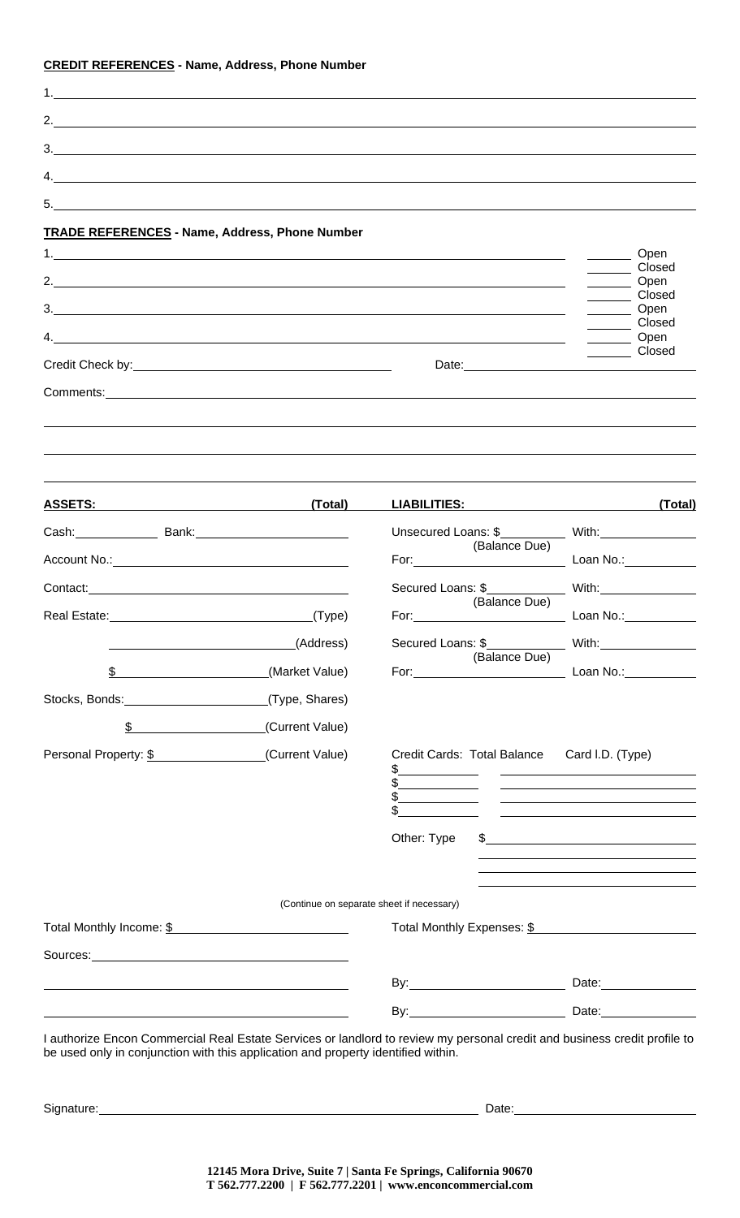**CREDIT REFERENCES - Name, Address, Phone Number**

1. ______________________________________________

2. ______________________________________________

3. ______________________________________________

4. ______________________________________________

5. ______________________________________________

**TRADE REFERENCES - Name, Address, Phone Number**

1. ______________________________________________ ______ Open ______ Closed

2. ______________________________________________ ______ Open ______ Closed

3. ______________________________________________ ______ Open ______ Closed

4. ______________________________________________ ______ Open ______ Closed

Credit Check by: ______________________ Date: ______________________

Comments: ______________________________________________

______________________________________________

______________________________________________

______________________________________________

| **ASSETS:** | **(Total)** | **LIABILITIES:** | **(Total)** |
|---|---|---|---|
| Cash: ________ Bank: ________________ | | Unsecured Loans: $________ (Balance Due) | With: ____________ |
| Account No.: ________________ | | For: ________________ | Loan No.: ________ |
| Contact: ________________ | | Secured Loans: $________ (Balance Due) | With: ____________ |
| Real Estate: ________________ | (Type) | For: ________________ | Loan No.: ________ |
| ________________ | (Address) | Secured Loans: $________ (Balance Due) | With: ____________ |
| $ ________________ | (Market Value) | For: ________________ | Loan No.: ________ |
| Stocks, Bonds: ________________ | (Type, Shares) | | |
| $ ________________ | (Current Value) | | |
| Personal Property: $ ____________ | (Current Value) | Credit Cards: Total Balance | Card I.D. (Type) |
| | | $________ | ________________ |
| | | $________ | ________________ |
| | | $________ | ________________ |
| | | $________ | ________________ |
| | | Other: Type | $________________ |

(Continue on separate sheet if necessary)

Total Monthly Income: $ ________________ Total Monthly Expenses: $ ________________

Sources: ________________

By: ________________ Date: ____________

By: ________________ Date: ____________

I authorize Encon Commercial Real Estate Services or landlord to review my personal credit and business credit profile to be used only in conjunction with this application and property identified within.

Signature: ______________________________ Date: ____________________

**12145 Mora Drive, Suite 7 | Santa Fe Springs, California 90670**
**T 562.777.2200 | F 562.777.2201 | www.enconcommercial.com**